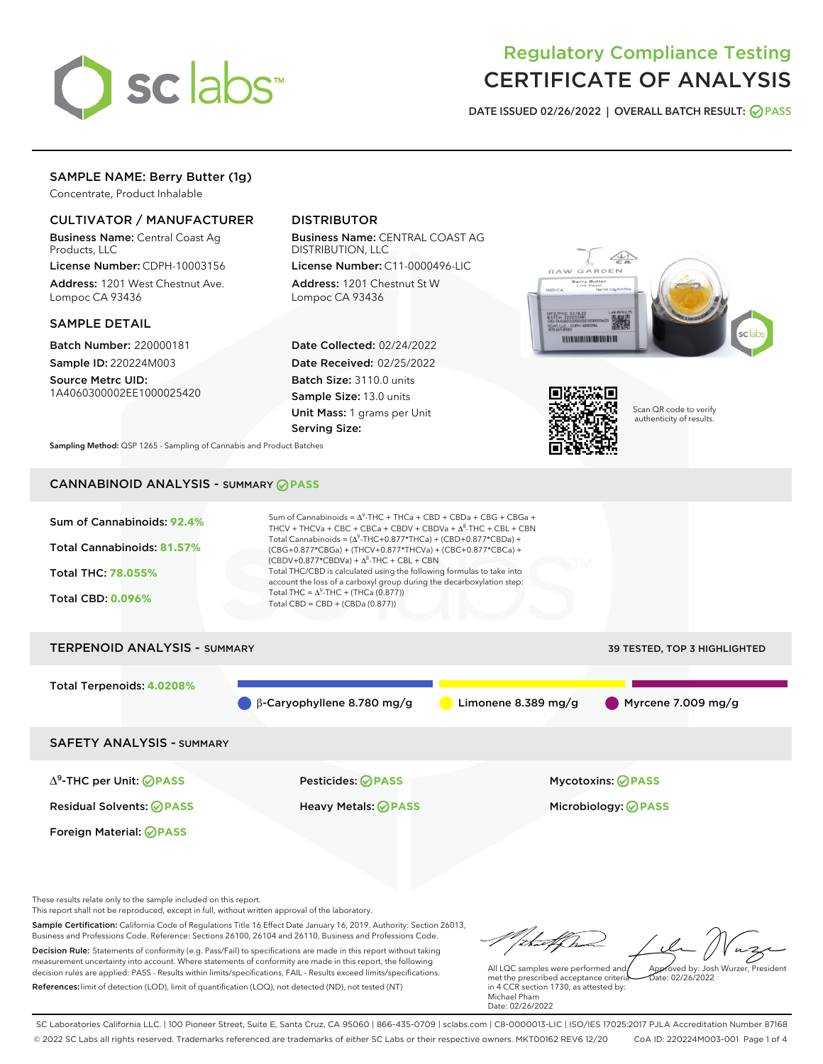# Regulatory Compliance Testing
# CERTIFICATE OF ANALYSIS

DATE ISSUED 02/26/2022 | OVERALL BATCH RESULT: PASS

## SAMPLE NAME: Berry Butter (1g)

Concentrate, Product Inhalable

### CULTIVATOR / MANUFACTURER

**Business Name:** Central Coast Ag Products, LLC

**License Number:** CDPH-10003156

**Address:** 1201 West Chestnut Ave. Lompoc CA 93436

### DISTRIBUTOR

**Business Name:** CENTRAL COAST AG DISTRIBUTION, LLC

**License Number:** C11-0000496-LIC

**Address:** 1201 Chestnut St W Lompoc CA 93436

### SAMPLE DETAIL

**Batch Number:** 220000181

**Sample ID:** 220224M003

**Source Metrc UID:** 1A4060300002EE1000025420

**Date Collected:** 02/24/2022

**Date Received:** 02/25/2022

**Batch Size:** 3110.0 units

**Sample Size:** 13.0 units

**Unit Mass:** 1 grams per Unit

**Serving Size:**

Scan QR code to verify authenticity of results.

**Sampling Method:** QSP 1265 - Sampling of Cannabis and Product Batches

## CANNABINOID ANALYSIS - SUMMARY PASS

Sum of Cannabinoids: **92.4%**

Total Cannabinoids: **81.57%**

Total THC: **78.055%**

Total CBD: **0.096%**

Sum of Cannabinoids = $\Delta^9$-THC + THCa + CBD + CBDa + CBG + CBGa + THCV + THCVa + CBC + CBCa + CBDV + CBDVa + $\Delta^8$-THC + CBL + CBN

Total Cannabinoids = ($\Delta^9$-THC+0.877\*THCa) + (CBD+0.877\*CBDa) + (CBG+0.877\*CBGa) + (THCV+0.877\*THCVa) + (CBC+0.877\*CBCa) + (CBDV+0.877\*CBDVa) + $\Delta^8$-THC + CBL + CBN

Total THC/CBD is calculated using the following formulas to take into account the loss of a carboxyl group during the decarboxylation step:

Total THC = $\Delta^9$-THC + (THCa (0.877))

Total CBD = CBD + (CBDa (0.877))

## TERPENOID ANALYSIS - SUMMARY

39 TESTED, TOP 3 HIGHLIGHTED

Total Terpenoids: **4.0208%**

β-Caryophyllene 8.780 mg/g

Limonene 8.389 mg/g

Myrcene 7.009 mg/g

## SAFETY ANALYSIS - SUMMARY

| | | |
|---|---|---|
| $\Delta^9$-THC per Unit: PASS | Pesticides: PASS | Mycotoxins: PASS |
| Residual Solvents: PASS | Heavy Metals: PASS | Microbiology: PASS |
| Foreign Material: PASS | | |

These results relate only to the sample included on this report.
This report shall not be reproduced, except in full, without written approval of the laboratory.

**Sample Certification:** California Code of Regulations Title 16 Effect Date January 16, 2019. Authority: Section 26013, Business and Professions Code. Reference: Sections 26100, 26104 and 26110, Business and Professions Code.

**Decision Rule:** Statements of conformity (e.g. Pass/Fail) to specifications are made in this report without taking measurement uncertainty into account. Where statements of conformity are made in this report, the following decision rules are applied: PASS - Results within limits/specifications, FAIL - Results exceed limits/specifications.

**References:** limit of detection (LOD), limit of quantification (LOQ), not detected (ND), not tested (NT)

All LQC samples were performed and met the prescribed acceptance criteria in 4 CCR section 1730, as attested by: Michael Pham
Date: 02/26/2022

Approved by: Josh Wurzer, President
Date: 02/26/2022

SC Laboratories California LLC. | 100 Pioneer Street, Suite E, Santa Cruz, CA 95060 | 866-435-0709 | sclabs.com | C8-0000013-LIC | ISO/IES 17025:2017 PJLA Accreditation Number 87168
© 2022 SC Labs all rights reserved. Trademarks referenced are trademarks of either SC Labs or their respective owners. MKT00162 REV6 12/20 CoA ID: 220224M003-001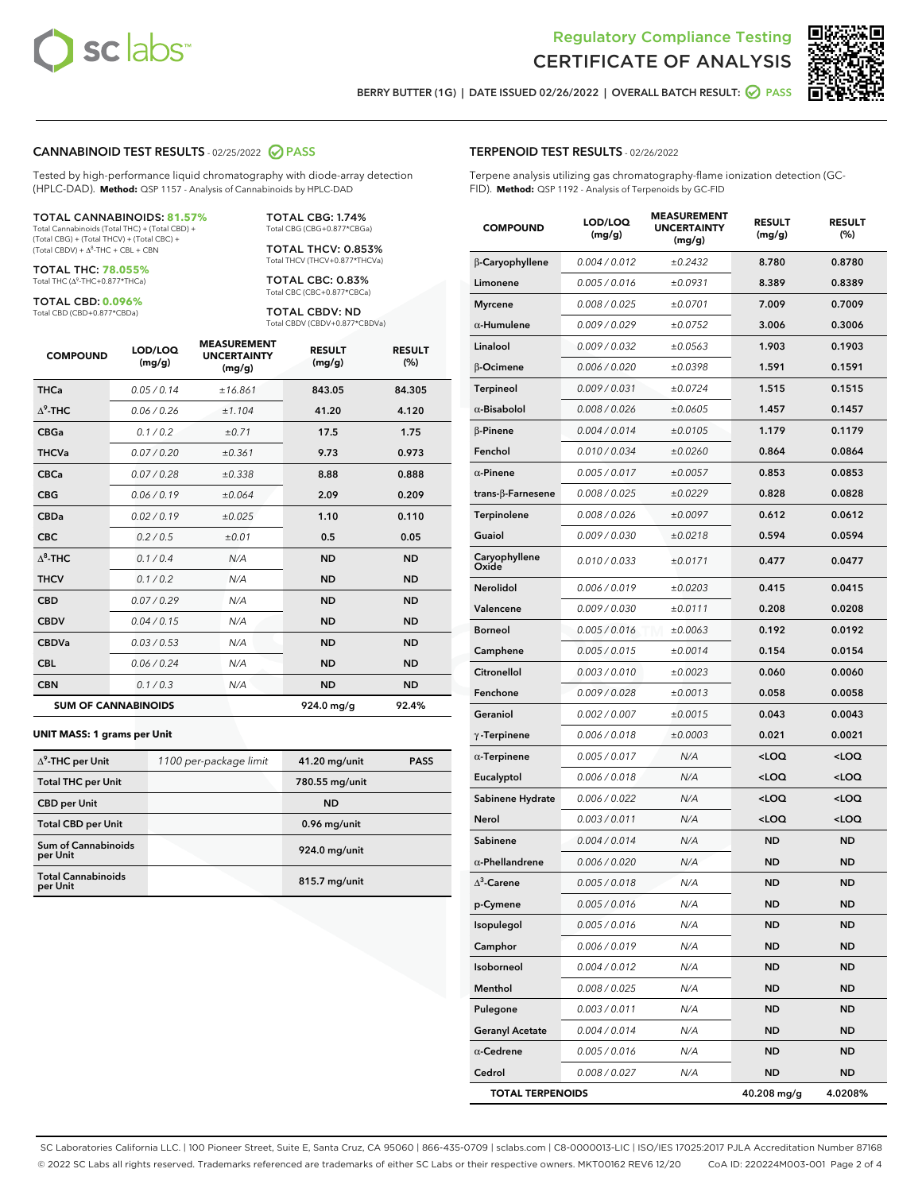# Regulatory Compliance Testing
# CERTIFICATE OF ANALYSIS

BERRY BUTTER (1G) | DATE ISSUED 02/26/2022 | OVERALL BATCH RESULT: PASS

## CANNABINOID TEST RESULTS - 02/25/2022 PASS

Tested by high-performance liquid chromatography with diode-array detection (HPLC-DAD). **Method:** QSP 1157 - Analysis of Cannabinoids by HPLC-DAD

**TOTAL CANNABINOIDS: 81.57%**
Total Cannabinoids (Total THC) + (Total CBD) + (Total CBG) + (Total THCV) + (Total CBC) + (Total CBDV) + $\Delta^8$-THC + CBL + CBN

**TOTAL THC: 78.055%**
Total THC ($\Delta^9$-THC+0.877*THCa)

**TOTAL CBD: 0.096%**
Total CBD (CBD+0.877*CBDa)

**TOTAL CBG: 1.74%**
Total CBG (CBG+0.877*CBGa)

**TOTAL THCV: 0.853%**
Total THCV (THCV+0.877*THCVa)

**TOTAL CBC: 0.83%**
Total CBC (CBC+0.877*CBCa)

**TOTAL CBDV: ND**
Total CBDV (CBDV+0.877*CBDVa)

| COMPOUND | LOD/LOQ (mg/g) | MEASUREMENT UNCERTAINTY (mg/g) | RESULT (mg/g) | RESULT (%) |
|---|---|---|---|---|
| THCa | 0.05 / 0.14 | ±16.861 | 843.05 | 84.305 |
| $\Delta^9$-THC | 0.06 / 0.26 | ±1.104 | 41.20 | 4.120 |
| CBGa | 0.1 / 0.2 | ±0.71 | 17.5 | 1.75 |
| THCVa | 0.07 / 0.20 | ±0.361 | 9.73 | 0.973 |
| CBCa | 0.07 / 0.28 | ±0.338 | 8.88 | 0.888 |
| CBG | 0.06 / 0.19 | ±0.064 | 2.09 | 0.209 |
| CBDa | 0.02 / 0.19 | ±0.025 | 1.10 | 0.110 |
| CBC | 0.2 / 0.5 | ±0.01 | 0.5 | 0.05 |
| $\Delta^8$-THC | 0.1 / 0.4 | N/A | ND | ND |
| THCV | 0.1 / 0.2 | N/A | ND | ND |
| CBD | 0.07 / 0.29 | N/A | ND | ND |
| CBDV | 0.04 / 0.15 | N/A | ND | ND |
| CBDVa | 0.03 / 0.53 | N/A | ND | ND |
| CBL | 0.06 / 0.24 | N/A | ND | ND |
| CBN | 0.1 / 0.3 | N/A | ND | ND |
| **SUM OF CANNABINOIDS** | | | **924.0 mg/g** | **92.4%** |

**UNIT MASS: 1 grams per Unit**

| | | | |
|---|---|---|---|
| $\Delta^9$-THC per Unit | 1100 per-package limit | 41.20 mg/unit | PASS |
| Total THC per Unit | | 780.55 mg/unit | |
| CBD per Unit | | ND | |
| Total CBD per Unit | | 0.96 mg/unit | |
| Sum of Cannabinoids per Unit | | 924.0 mg/unit | |
| Total Cannabinoids per Unit | | 815.7 mg/unit | |

## TERPENOID TEST RESULTS - 02/26/2022

Terpene analysis utilizing gas chromatography-flame ionization detection (GC-FID). **Method:** QSP 1192 - Analysis of Terpenoids by GC-FID

| COMPOUND | LOD/LOQ (mg/g) | MEASUREMENT UNCERTAINTY (mg/g) | RESULT (mg/g) | RESULT (%) |
|---|---|---|---|---|
| β-Caryophyllene | 0.004 / 0.012 | ±0.2432 | 8.780 | 0.8780 |
| Limonene | 0.005 / 0.016 | ±0.0931 | 8.389 | 0.8389 |
| Myrcene | 0.008 / 0.025 | ±0.0701 | 7.009 | 0.7009 |
| α-Humulene | 0.009 / 0.029 | ±0.0752 | 3.006 | 0.3006 |
| Linalool | 0.009 / 0.032 | ±0.0563 | 1.903 | 0.1903 |
| β-Ocimene | 0.006 / 0.020 | ±0.0398 | 1.591 | 0.1591 |
| Terpineol | 0.009 / 0.031 | ±0.0724 | 1.515 | 0.1515 |
| α-Bisabolol | 0.008 / 0.026 | ±0.0605 | 1.457 | 0.1457 |
| β-Pinene | 0.004 / 0.014 | ±0.0105 | 1.179 | 0.1179 |
| Fenchol | 0.010 / 0.034 | ±0.0260 | 0.864 | 0.0864 |
| α-Pinene | 0.005 / 0.017 | ±0.0057 | 0.853 | 0.0853 |
| trans-β-Farnesene | 0.008 / 0.025 | ±0.0229 | 0.828 | 0.0828 |
| Terpinolene | 0.008 / 0.026 | ±0.0097 | 0.612 | 0.0612 |
| Guaiol | 0.009 / 0.030 | ±0.0218 | 0.594 | 0.0594 |
| Caryophyllene Oxide | 0.010 / 0.033 | ±0.0171 | 0.477 | 0.0477 |
| Nerolidol | 0.006 / 0.019 | ±0.0203 | 0.415 | 0.0415 |
| Valencene | 0.009 / 0.030 | ±0.0111 | 0.208 | 0.0208 |
| Borneol | 0.005 / 0.016 | ±0.0063 | 0.192 | 0.0192 |
| Camphene | 0.005 / 0.015 | ±0.0014 | 0.154 | 0.0154 |
| Citronellol | 0.003 / 0.010 | ±0.0023 | 0.060 | 0.0060 |
| Fenchone | 0.009 / 0.028 | ±0.0013 | 0.058 | 0.0058 |
| Geraniol | 0.002 / 0.007 | ±0.0015 | 0.043 | 0.0043 |
| γ-Terpinene | 0.006 / 0.018 | ±0.0003 | 0.021 | 0.0021 |
| α-Terpinene | 0.005 / 0.017 | N/A | <LOQ | <LOQ |
| Eucalyptol | 0.006 / 0.018 | N/A | <LOQ | <LOQ |
| Sabinene Hydrate | 0.006 / 0.022 | N/A | <LOQ | <LOQ |
| Nerol | 0.003 / 0.011 | N/A | <LOQ | <LOQ |
| Sabinene | 0.004 / 0.014 | N/A | ND | ND |
| α-Phellandrene | 0.006 / 0.020 | N/A | ND | ND |
| $\Delta^3$-Carene | 0.005 / 0.018 | N/A | ND | ND |
| p-Cymene | 0.005 / 0.016 | N/A | ND | ND |
| Isopulegol | 0.005 / 0.016 | N/A | ND | ND |
| Camphor | 0.006 / 0.019 | N/A | ND | ND |
| Isoborneol | 0.004 / 0.012 | N/A | ND | ND |
| Menthol | 0.008 / 0.025 | N/A | ND | ND |
| Pulegone | 0.003 / 0.011 | N/A | ND | ND |
| Geranyl Acetate | 0.004 / 0.014 | N/A | ND | ND |
| α-Cedrene | 0.005 / 0.016 | N/A | ND | ND |
| Cedrol | 0.008 / 0.027 | N/A | ND | ND |
| **TOTAL TERPENOIDS** | | | **40.208 mg/g** | **4.0208%** |

SC Laboratories California LLC. | 100 Pioneer Street, Suite E, Santa Cruz, CA 95060 | 866-435-0709 | sclabs.com | C8-0000013-LIC | ISO/IES 17025:2017 PJLA Accreditation Number 87168
© 2022 SC Labs all rights reserved. Trademarks referenced are trademarks of either SC Labs or their respective owners. MKT00162 REV6 12/20 CoA ID: 220224M003-001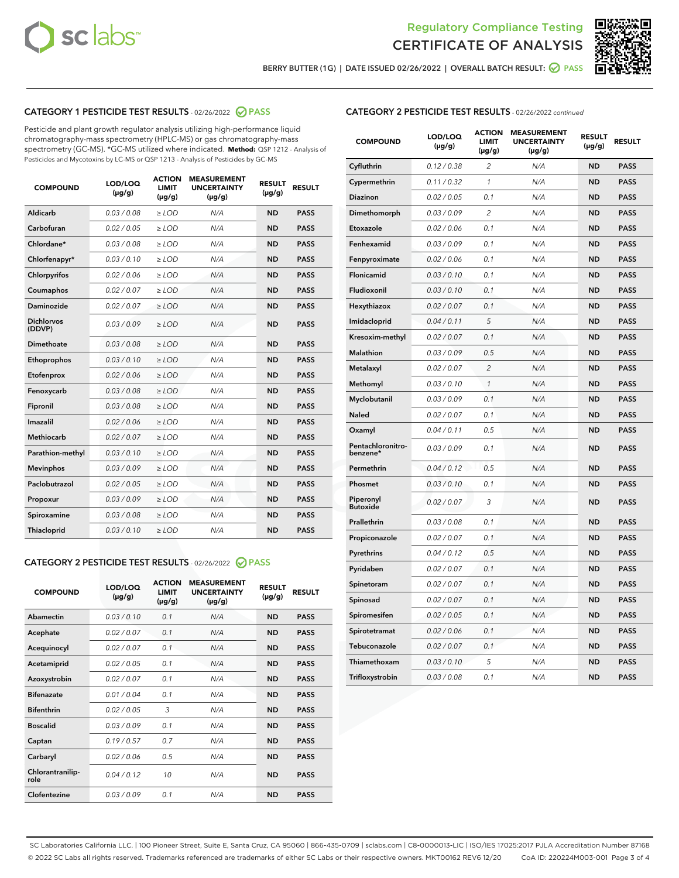# Regulatory Compliance Testing
# CERTIFICATE OF ANALYSIS

BERRY BUTTER (1G) | DATE ISSUED 02/26/2022 | OVERALL BATCH RESULT: PASS

## CATEGORY 1 PESTICIDE TEST RESULTS - 02/26/2022 PASS

Pesticide and plant growth regulator analysis utilizing high-performance liquid chromatography-mass spectrometry (HPLC-MS) or gas chromatography-mass spectrometry (GC-MS). *GC-MS utilized where indicated. **Method:** QSP 1212 - Analysis of Pesticides and Mycotoxins by LC-MS or QSP 1213 - Analysis of Pesticides by GC-MS

| COMPOUND | LOD/LOQ (µg/g) | ACTION LIMIT (µg/g) | MEASUREMENT UNCERTAINTY (µg/g) | RESULT (µg/g) | RESULT |
|---|---|---|---|---|---|
| Aldicarb | 0.03 / 0.08 | ≥ LOD | N/A | ND | PASS |
| Carbofuran | 0.02 / 0.05 | ≥ LOD | N/A | ND | PASS |
| Chlordane* | 0.03 / 0.08 | ≥ LOD | N/A | ND | PASS |
| Chlorfenapyr* | 0.03 / 0.10 | ≥ LOD | N/A | ND | PASS |
| Chlorpyrifos | 0.02 / 0.06 | ≥ LOD | N/A | ND | PASS |
| Coumaphos | 0.02 / 0.07 | ≥ LOD | N/A | ND | PASS |
| Daminozide | 0.02 / 0.07 | ≥ LOD | N/A | ND | PASS |
| Dichlorvos (DDVP) | 0.03 / 0.09 | ≥ LOD | N/A | ND | PASS |
| Dimethoate | 0.03 / 0.08 | ≥ LOD | N/A | ND | PASS |
| Ethoprophos | 0.03 / 0.10 | ≥ LOD | N/A | ND | PASS |
| Etofenprox | 0.02 / 0.06 | ≥ LOD | N/A | ND | PASS |
| Fenoxycarb | 0.03 / 0.08 | ≥ LOD | N/A | ND | PASS |
| Fipronil | 0.03 / 0.08 | ≥ LOD | N/A | ND | PASS |
| Imazalil | 0.02 / 0.06 | ≥ LOD | N/A | ND | PASS |
| Methiocarb | 0.02 / 0.07 | ≥ LOD | N/A | ND | PASS |
| Parathion-methyl | 0.03 / 0.10 | ≥ LOD | N/A | ND | PASS |
| Mevinphos | 0.03 / 0.09 | ≥ LOD | N/A | ND | PASS |
| Paclobutrazol | 0.02 / 0.05 | ≥ LOD | N/A | ND | PASS |
| Propoxur | 0.03 / 0.09 | ≥ LOD | N/A | ND | PASS |
| Spiroxamine | 0.03 / 0.08 | ≥ LOD | N/A | ND | PASS |
| Thiacloprid | 0.03 / 0.10 | ≥ LOD | N/A | ND | PASS |

## CATEGORY 2 PESTICIDE TEST RESULTS - 02/26/2022 PASS

| COMPOUND | LOD/LOQ (µg/g) | ACTION LIMIT (µg/g) | MEASUREMENT UNCERTAINTY (µg/g) | RESULT (µg/g) | RESULT |
|---|---|---|---|---|---|
| Abamectin | 0.03 / 0.10 | 0.1 | N/A | ND | PASS |
| Acephate | 0.02 / 0.07 | 0.1 | N/A | ND | PASS |
| Acequinocyl | 0.02 / 0.07 | 0.1 | N/A | ND | PASS |
| Acetamiprid | 0.02 / 0.05 | 0.1 | N/A | ND | PASS |
| Azoxystrobin | 0.02 / 0.07 | 0.1 | N/A | ND | PASS |
| Bifenazate | 0.01 / 0.04 | 0.1 | N/A | ND | PASS |
| Bifenthrin | 0.02 / 0.05 | 3 | N/A | ND | PASS |
| Boscalid | 0.03 / 0.09 | 0.1 | N/A | ND | PASS |
| Captan | 0.19 / 0.57 | 0.7 | N/A | ND | PASS |
| Carbaryl | 0.02 / 0.06 | 0.5 | N/A | ND | PASS |
| Chlorantraniliprole | 0.04 / 0.12 | 10 | N/A | ND | PASS |
| Clofentezine | 0.03 / 0.09 | 0.1 | N/A | ND | PASS |
| Cyfluthrin | 0.12 / 0.38 | 2 | N/A | ND | PASS |
| Cypermethrin | 0.11 / 0.32 | 1 | N/A | ND | PASS |
| Diazinon | 0.02 / 0.05 | 0.1 | N/A | ND | PASS |
| Dimethomorph | 0.03 / 0.09 | 2 | N/A | ND | PASS |
| Etoxazole | 0.02 / 0.06 | 0.1 | N/A | ND | PASS |
| Fenhexamid | 0.03 / 0.09 | 0.1 | N/A | ND | PASS |
| Fenpyroximate | 0.02 / 0.06 | 0.1 | N/A | ND | PASS |
| Flonicamid | 0.03 / 0.10 | 0.1 | N/A | ND | PASS |
| Fludioxonil | 0.03 / 0.10 | 0.1 | N/A | ND | PASS |
| Hexythiazox | 0.02 / 0.07 | 0.1 | N/A | ND | PASS |
| Imidacloprid | 0.04 / 0.11 | 5 | N/A | ND | PASS |
| Kresoxim-methyl | 0.02 / 0.07 | 0.1 | N/A | ND | PASS |
| Malathion | 0.03 / 0.09 | 0.5 | N/A | ND | PASS |
| Metalaxyl | 0.02 / 0.07 | 2 | N/A | ND | PASS |
| Methomyl | 0.03 / 0.10 | 1 | N/A | ND | PASS |
| Myclobutanil | 0.03 / 0.09 | 0.1 | N/A | ND | PASS |
| Naled | 0.02 / 0.07 | 0.1 | N/A | ND | PASS |
| Oxamyl | 0.04 / 0.11 | 0.5 | N/A | ND | PASS |
| Pentachloronitrobenzene* | 0.03 / 0.09 | 0.1 | N/A | ND | PASS |
| Permethrin | 0.04 / 0.12 | 0.5 | N/A | ND | PASS |
| Phosmet | 0.03 / 0.10 | 0.1 | N/A | ND | PASS |
| Piperonyl Butoxide | 0.02 / 0.07 | 3 | N/A | ND | PASS |
| Prallethrin | 0.03 / 0.08 | 0.1 | N/A | ND | PASS |
| Propiconazole | 0.02 / 0.07 | 0.1 | N/A | ND | PASS |
| Pyrethrins | 0.04 / 0.12 | 0.5 | N/A | ND | PASS |
| Pyridaben | 0.02 / 0.07 | 0.1 | N/A | ND | PASS |
| Spinetoram | 0.02 / 0.07 | 0.1 | N/A | ND | PASS |
| Spinosad | 0.02 / 0.07 | 0.1 | N/A | ND | PASS |
| Spiromesifen | 0.02 / 0.05 | 0.1 | N/A | ND | PASS |
| Spirotetramat | 0.02 / 0.06 | 0.1 | N/A | ND | PASS |
| Tebuconazole | 0.02 / 0.07 | 0.1 | N/A | ND | PASS |
| Thiamethoxam | 0.03 / 0.10 | 5 | N/A | ND | PASS |
| Trifloxystrobin | 0.03 / 0.08 | 0.1 | N/A | ND | PASS |

SC Laboratories California LLC. | 100 Pioneer Street, Suite E, Santa Cruz, CA 95060 | 866-435-0709 | sclabs.com | C8-0000013-LIC | ISO/IES 17025:2017 PJLA Accreditation Number 87168
© 2022 SC Labs all rights reserved. Trademarks referenced are trademarks of either SC Labs or their respective owners. MKT00162 REV6 12/20 CoA ID: 220224M003-001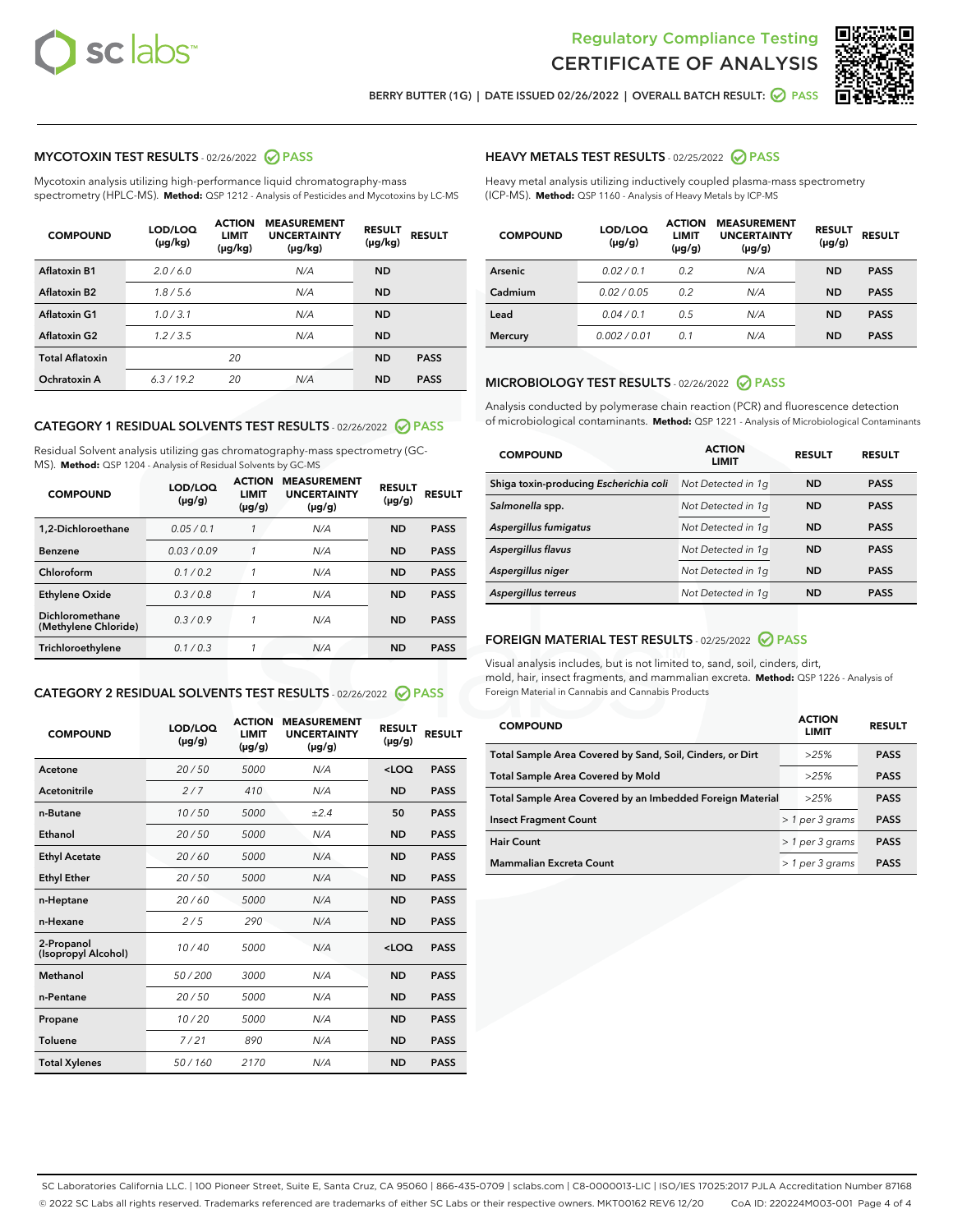# Regulatory Compliance Testing
# CERTIFICATE OF ANALYSIS

BERRY BUTTER (1G) | DATE ISSUED 02/26/2022 | OVERALL BATCH RESULT: PASS

## MYCOTOXIN TEST RESULTS - 02/26/2022 PASS

Mycotoxin analysis utilizing high-performance liquid chromatography-mass spectrometry (HPLC-MS). **Method:** QSP 1212 - Analysis of Pesticides and Mycotoxins by LC-MS

| COMPOUND | LOD/LOQ (µg/kg) | ACTION LIMIT (µg/kg) | MEASUREMENT UNCERTAINTY (µg/kg) | RESULT (µg/kg) | RESULT |
|---|---|---|---|---|---|
| Aflatoxin B1 | 2.0 / 6.0 | | N/A | ND | |
| Aflatoxin B2 | 1.8 / 5.6 | | N/A | ND | |
| Aflatoxin G1 | 1.0 / 3.1 | | N/A | ND | |
| Aflatoxin G2 | 1.2 / 3.5 | | N/A | ND | |
| Total Aflatoxin | | 20 | | ND | PASS |
| Ochratoxin A | 6.3 / 19.2 | 20 | N/A | ND | PASS |

## CATEGORY 1 RESIDUAL SOLVENTS TEST RESULTS - 02/26/2022 PASS

Residual Solvent analysis utilizing gas chromatography-mass spectrometry (GC-MS). **Method:** QSP 1204 - Analysis of Residual Solvents by GC-MS

| COMPOUND | LOD/LOQ (µg/g) | ACTION LIMIT (µg/g) | MEASUREMENT UNCERTAINTY (µg/g) | RESULT (µg/g) | RESULT |
|---|---|---|---|---|---|
| 1,2-Dichloroethane | 0.05 / 0.1 | 1 | N/A | ND | PASS |
| Benzene | 0.03 / 0.09 | 1 | N/A | ND | PASS |
| Chloroform | 0.1 / 0.2 | 1 | N/A | ND | PASS |
| Ethylene Oxide | 0.3 / 0.8 | 1 | N/A | ND | PASS |
| Dichloromethane (Methylene Chloride) | 0.3 / 0.9 | 1 | N/A | ND | PASS |
| Trichloroethylene | 0.1 / 0.3 | 1 | N/A | ND | PASS |

## CATEGORY 2 RESIDUAL SOLVENTS TEST RESULTS - 02/26/2022 PASS

| COMPOUND | LOD/LOQ (µg/g) | ACTION LIMIT (µg/g) | MEASUREMENT UNCERTAINTY (µg/g) | RESULT (µg/g) | RESULT |
|---|---|---|---|---|---|
| Acetone | 20 / 50 | 5000 | N/A | <LOQ | PASS |
| Acetonitrile | 2 / 7 | 410 | N/A | ND | PASS |
| n-Butane | 10 / 50 | 5000 | ±2.4 | 50 | PASS |
| Ethanol | 20 / 50 | 5000 | N/A | ND | PASS |
| Ethyl Acetate | 20 / 60 | 5000 | N/A | ND | PASS |
| Ethyl Ether | 20 / 50 | 5000 | N/A | ND | PASS |
| n-Heptane | 20 / 60 | 5000 | N/A | ND | PASS |
| n-Hexane | 2 / 5 | 290 | N/A | ND | PASS |
| 2-Propanol (Isopropyl Alcohol) | 10 / 40 | 5000 | N/A | <LOQ | PASS |
| Methanol | 50 / 200 | 3000 | N/A | ND | PASS |
| n-Pentane | 20 / 50 | 5000 | N/A | ND | PASS |
| Propane | 10 / 20 | 5000 | N/A | ND | PASS |
| Toluene | 7 / 21 | 890 | N/A | ND | PASS |
| Total Xylenes | 50 / 160 | 2170 | N/A | ND | PASS |

## HEAVY METALS TEST RESULTS - 02/25/2022 PASS

Heavy metal analysis utilizing inductively coupled plasma-mass spectrometry (ICP-MS). **Method:** QSP 1160 - Analysis of Heavy Metals by ICP-MS

| COMPOUND | LOD/LOQ (µg/g) | ACTION LIMIT (µg/g) | MEASUREMENT UNCERTAINTY (µg/g) | RESULT (µg/g) | RESULT |
|---|---|---|---|---|---|
| Arsenic | 0.02 / 0.1 | 0.2 | N/A | ND | PASS |
| Cadmium | 0.02 / 0.05 | 0.2 | N/A | ND | PASS |
| Lead | 0.04 / 0.1 | 0.5 | N/A | ND | PASS |
| Mercury | 0.002 / 0.01 | 0.1 | N/A | ND | PASS |

## MICROBIOLOGY TEST RESULTS - 02/26/2022 PASS

Analysis conducted by polymerase chain reaction (PCR) and fluorescence detection of microbiological contaminants. **Method:** QSP 1221 - Analysis of Microbiological Contaminants

| COMPOUND | ACTION LIMIT | RESULT | RESULT |
|---|---|---|---|
| Shiga toxin-producing *Escherichia coli* | Not Detected in 1g | ND | PASS |
| *Salmonella* spp. | Not Detected in 1g | ND | PASS |
| *Aspergillus fumigatus* | Not Detected in 1g | ND | PASS |
| *Aspergillus flavus* | Not Detected in 1g | ND | PASS |
| *Aspergillus niger* | Not Detected in 1g | ND | PASS |
| *Aspergillus terreus* | Not Detected in 1g | ND | PASS |

## FOREIGN MATERIAL TEST RESULTS - 02/25/2022 PASS

Visual analysis includes, but is not limited to, sand, soil, cinders, dirt, mold, hair, insect fragments, and mammalian excreta. **Method:** QSP 1226 - Analysis of Foreign Material in Cannabis and Cannabis Products

| COMPOUND | ACTION LIMIT | RESULT |
|---|---|---|
| Total Sample Area Covered by Sand, Soil, Cinders, or Dirt | >25% | PASS |
| Total Sample Area Covered by Mold | >25% | PASS |
| Total Sample Area Covered by an Imbedded Foreign Material | >25% | PASS |
| Insect Fragment Count | > 1 per 3 grams | PASS |
| Hair Count | > 1 per 3 grams | PASS |
| Mammalian Excreta Count | > 1 per 3 grams | PASS |

SC Laboratories California LLC. | 100 Pioneer Street, Suite E, Santa Cruz, CA 95060 | 866-435-0709 | sclabs.com | C8-0000013-LIC | ISO/IES 17025:2017 PJLA Accreditation Number 87168
© 2022 SC Labs all rights reserved. Trademarks referenced are trademarks of either SC Labs or their respective owners. MKT00162 REV6 12/20 CoA ID: 220224M003-001